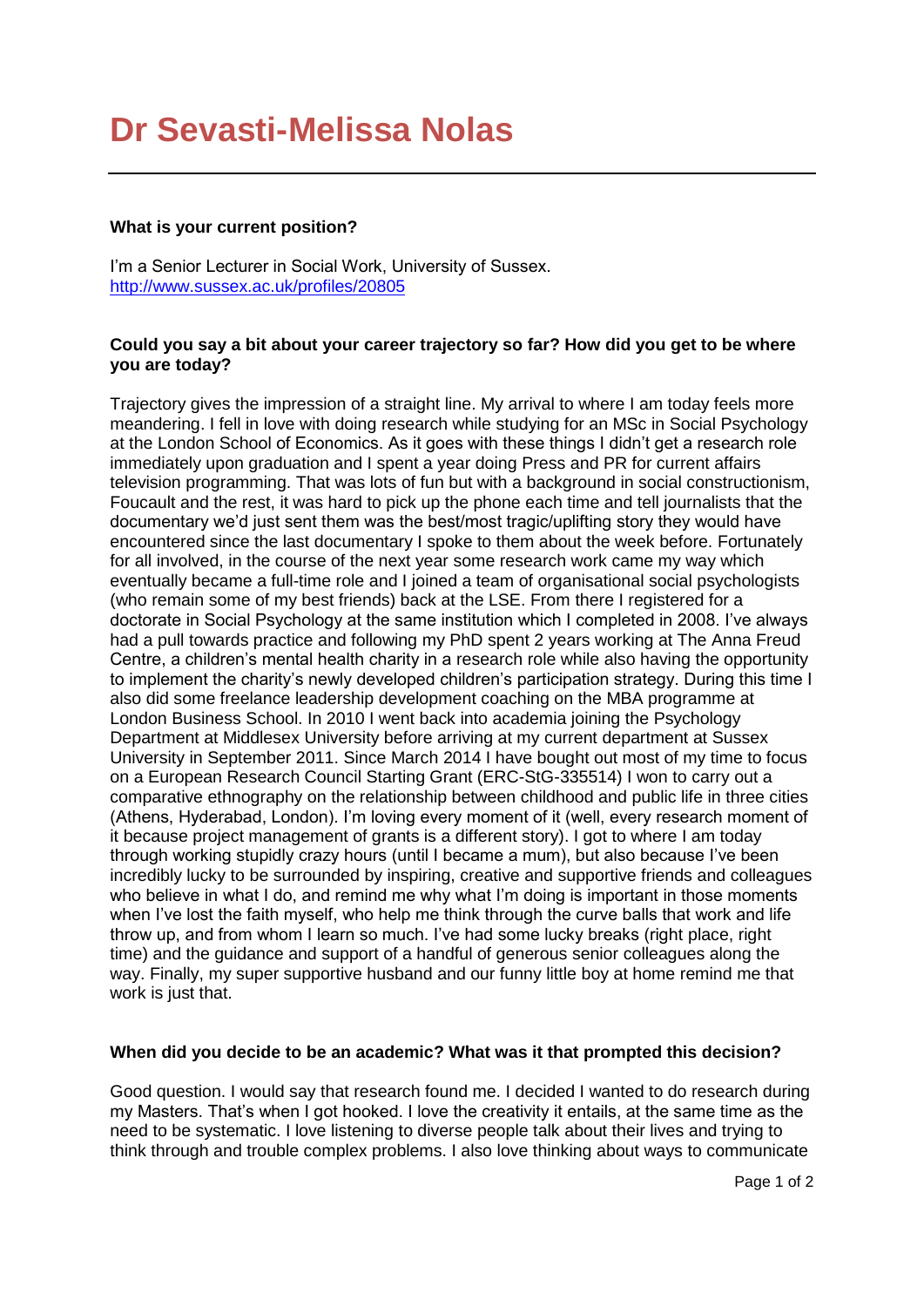# Dr Sevasti-Melissa Nolas

**What is your current position?**

I'm a Senior Lecturer in Social Work, University of Sussex.
http://www.sussex.ac.uk/profiles/20805

**Could you say a bit about your career trajectory so far? How did you get to be where you are today?**

Trajectory gives the impression of a straight line. My arrival to where I am today feels more meandering. I fell in love with doing research while studying for an MSc in Social Psychology at the London School of Economics. As it goes with these things I didn't get a research role immediately upon graduation and I spent a year doing Press and PR for current affairs television programming. That was lots of fun but with a background in social constructionism, Foucault and the rest, it was hard to pick up the phone each time and tell journalists that the documentary we'd just sent them was the best/most tragic/uplifting story they would have encountered since the last documentary I spoke to them about the week before. Fortunately for all involved, in the course of the next year some research work came my way which eventually became a full-time role and I joined a team of organisational social psychologists (who remain some of my best friends) back at the LSE. From there I registered for a doctorate in Social Psychology at the same institution which I completed in 2008. I've always had a pull towards practice and following my PhD spent 2 years working at The Anna Freud Centre, a children's mental health charity in a research role while also having the opportunity to implement the charity's newly developed children's participation strategy. During this time I also did some freelance leadership development coaching on the MBA programme at London Business School. In 2010 I went back into academia joining the Psychology Department at Middlesex University before arriving at my current department at Sussex University in September 2011. Since March 2014 I have bought out most of my time to focus on a European Research Council Starting Grant (ERC-StG-335514) I won to carry out a comparative ethnography on the relationship between childhood and public life in three cities (Athens, Hyderabad, London). I'm loving every moment of it (well, every research moment of it because project management of grants is a different story). I got to where I am today through working stupidly crazy hours (until I became a mum), but also because I've been incredibly lucky to be surrounded by inspiring, creative and supportive friends and colleagues who believe in what I do, and remind me why what I'm doing is important in those moments when I've lost the faith myself, who help me think through the curve balls that work and life throw up, and from whom I learn so much. I've had some lucky breaks (right place, right time) and the guidance and support of a handful of generous senior colleagues along the way. Finally, my super supportive husband and our funny little boy at home remind me that work is just that.

**When did you decide to be an academic? What was it that prompted this decision?**

Good question. I would say that research found me. I decided I wanted to do research during my Masters. That's when I got hooked. I love the creativity it entails, at the same time as the need to be systematic. I love listening to diverse people talk about their lives and trying to think through and trouble complex problems. I also love thinking about ways to communicate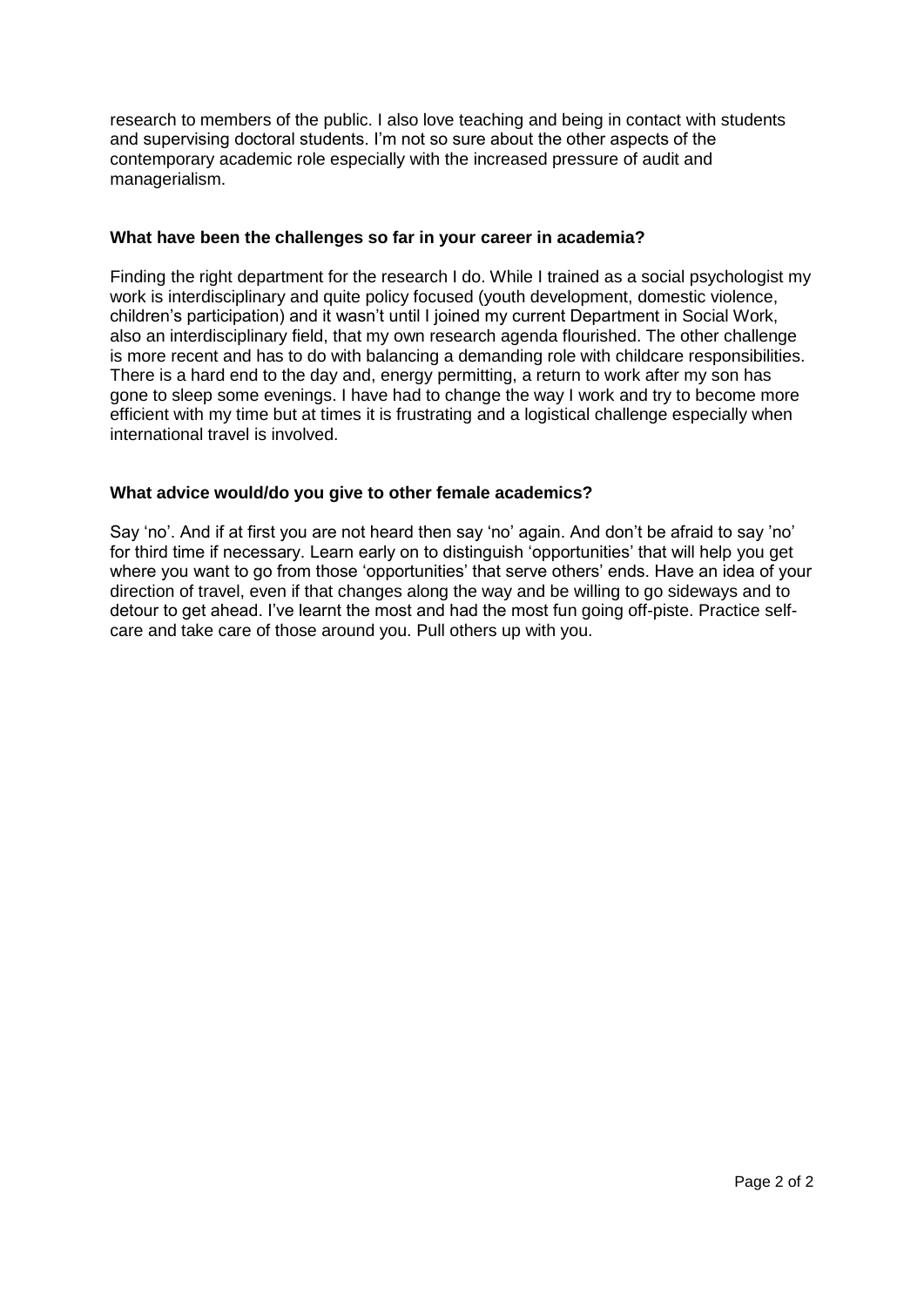research to members of the public. I also love teaching and being in contact with students and supervising doctoral students. I'm not so sure about the other aspects of the contemporary academic role especially with the increased pressure of audit and managerialism.

**What have been the challenges so far in your career in academia?**

Finding the right department for the research I do. While I trained as a social psychologist my work is interdisciplinary and quite policy focused (youth development, domestic violence, children's participation) and it wasn't until I joined my current Department in Social Work, also an interdisciplinary field, that my own research agenda flourished. The other challenge is more recent and has to do with balancing a demanding role with childcare responsibilities. There is a hard end to the day and, energy permitting, a return to work after my son has gone to sleep some evenings. I have had to change the way I work and try to become more efficient with my time but at times it is frustrating and a logistical challenge especially when international travel is involved.

**What advice would/do you give to other female academics?**

Say 'no'. And if at first you are not heard then say 'no' again. And don't be afraid to say 'no' for third time if necessary. Learn early on to distinguish 'opportunities' that will help you get where you want to go from those 'opportunities' that serve others' ends. Have an idea of your direction of travel, even if that changes along the way and be willing to go sideways and to detour to get ahead. I've learnt the most and had the most fun going off-piste. Practice self-care and take care of those around you. Pull others up with you.